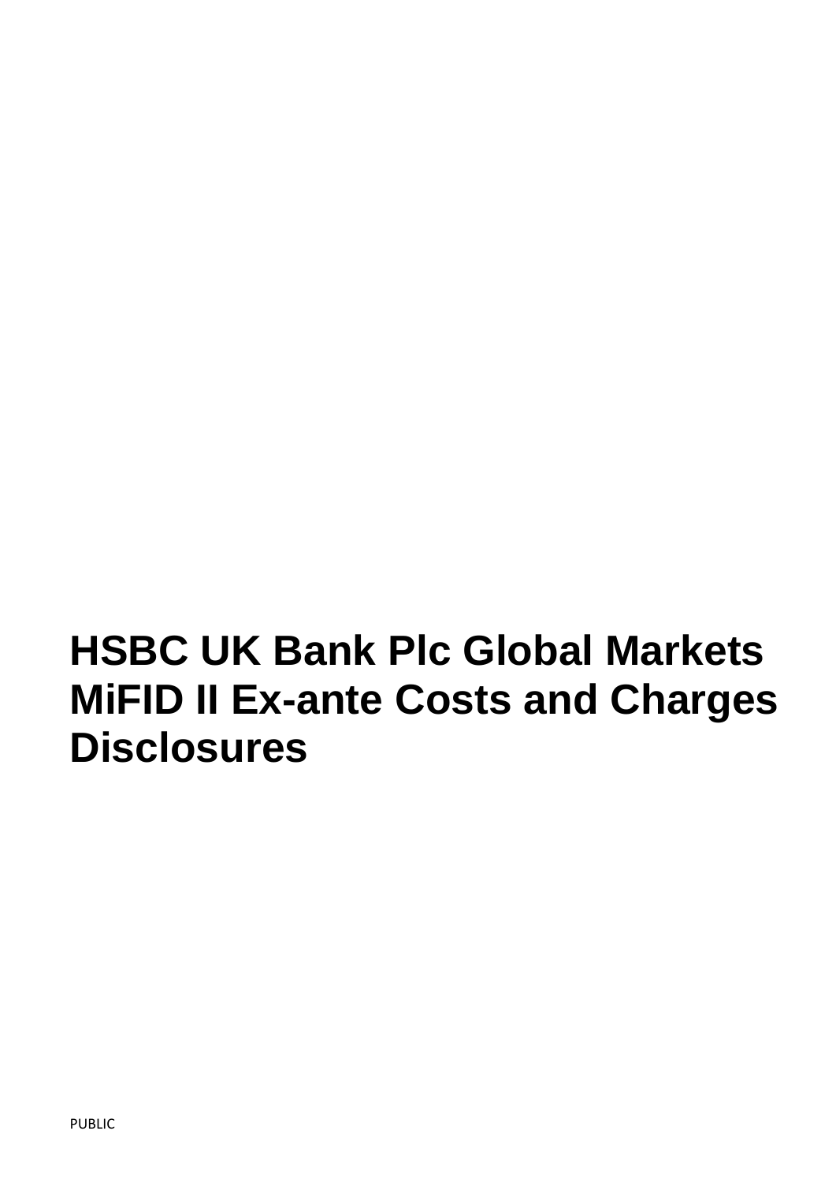# HSBC UK Bank Plc Global Markets MiFID II Ex-ante Costs and Charges Disclosures

PUBLIC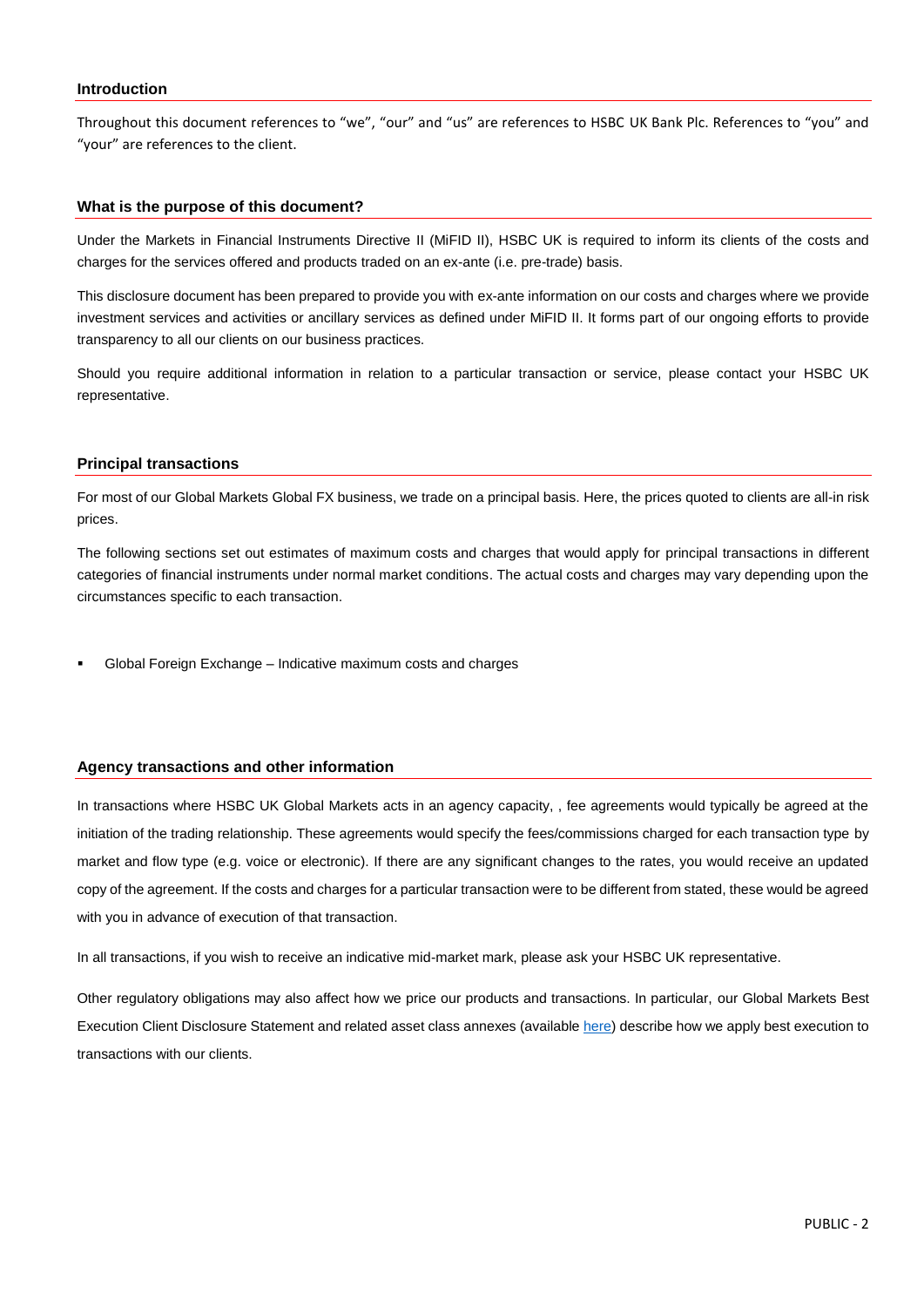## Introduction

Throughout this document references to "we", "our" and "us" are references to HSBC UK Bank Plc. References to "you" and "your" are references to the client.

## What is the purpose of this document?

Under the Markets in Financial Instruments Directive II (MiFID II), HSBC UK is required to inform its clients of the costs and charges for the services offered and products traded on an ex-ante (i.e. pre-trade) basis.

This disclosure document has been prepared to provide you with ex-ante information on our costs and charges where we provide investment services and activities or ancillary services as defined under MiFID II. It forms part of our ongoing efforts to provide transparency to all our clients on our business practices.

Should you require additional information in relation to a particular transaction or service, please contact your HSBC UK representative.

## Principal transactions

For most of our Global Markets Global FX business, we trade on a principal basis. Here, the prices quoted to clients are all-in risk prices.

The following sections set out estimates of maximum costs and charges that would apply for principal transactions in different categories of financial instruments under normal market conditions. The actual costs and charges may vary depending upon the circumstances specific to each transaction.

- Global Foreign Exchange – Indicative maximum costs and charges

## Agency transactions and other information

In transactions where HSBC UK Global Markets acts in an agency capacity, , fee agreements would typically be agreed at the initiation of the trading relationship. These agreements would specify the fees/commissions charged for each transaction type by market and flow type (e.g. voice or electronic). If there are any significant changes to the rates, you would receive an updated copy of the agreement. If the costs and charges for a particular transaction were to be different from stated, these would be agreed with you in advance of execution of that transaction.

In all transactions, if you wish to receive an indicative mid-market mark, please ask your HSBC UK representative.

Other regulatory obligations may also affect how we price our products and transactions. In particular, our Global Markets Best Execution Client Disclosure Statement and related asset class annexes (available here) describe how we apply best execution to transactions with our clients.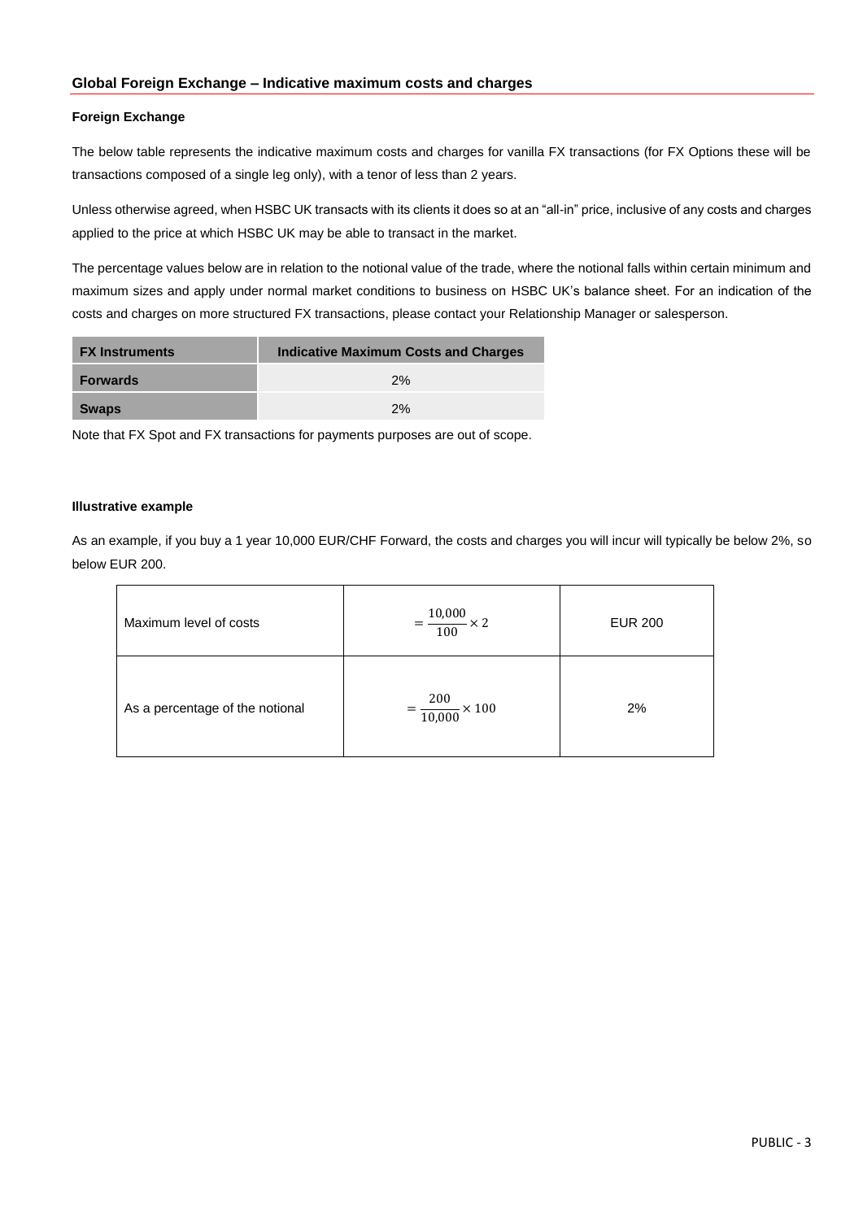## Global Foreign Exchange – Indicative maximum costs and charges

### Foreign Exchange

The below table represents the indicative maximum costs and charges for vanilla FX transactions (for FX Options these will be transactions composed of a single leg only), with a tenor of less than 2 years.

Unless otherwise agreed, when HSBC UK transacts with its clients it does so at an "all-in" price, inclusive of any costs and charges applied to the price at which HSBC UK may be able to transact in the market.

The percentage values below are in relation to the notional value of the trade, where the notional falls within certain minimum and maximum sizes and apply under normal market conditions to business on HSBC UK's balance sheet. For an indication of the costs and charges on more structured FX transactions, please contact your Relationship Manager or salesperson.

| FX Instruments | Indicative Maximum Costs and Charges |
| --- | --- |
| **Forwards** | 2% |
| **Swaps** | 2% |

Note that FX Spot and FX transactions for payments purposes are out of scope.

### Illustrative example

As an example, if you buy a 1 year 10,000 EUR/CHF Forward, the costs and charges you will incur will typically be below 2%, so below EUR 200.

| | | |
| --- | --- | --- |
| Maximum level of costs | $= \frac{10{,}000}{100} \times 2$ | EUR 200 |
| As a percentage of the notional | $= \frac{200}{10{,}000} \times 100$ | 2% |